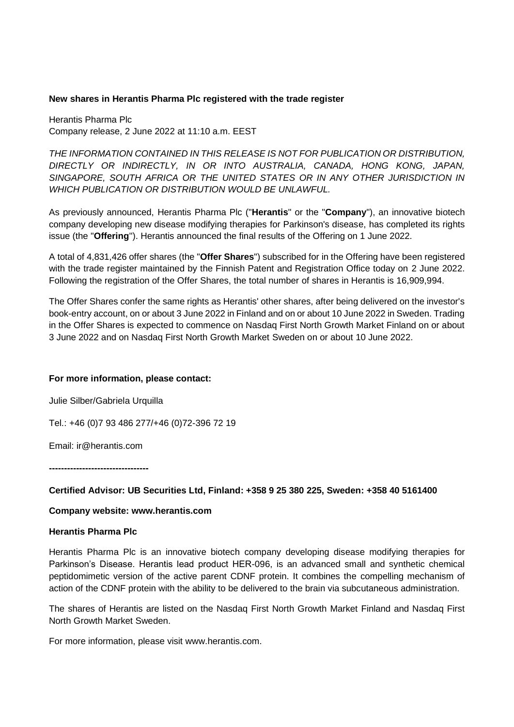**New shares in Herantis Pharma Plc registered with the trade register**

Herantis Pharma Plc
Company release, 2 June 2022 at 11:10 a.m. EEST

*THE INFORMATION CONTAINED IN THIS RELEASE IS NOT FOR PUBLICATION OR DISTRIBUTION, DIRECTLY OR INDIRECTLY, IN OR INTO AUSTRALIA, CANADA, HONG KONG, JAPAN, SINGAPORE, SOUTH AFRICA OR THE UNITED STATES OR IN ANY OTHER JURISDICTION IN WHICH PUBLICATION OR DISTRIBUTION WOULD BE UNLAWFUL.*

As previously announced, Herantis Pharma Plc ("**Herantis**" or the "**Company**"), an innovative biotech company developing new disease modifying therapies for Parkinson's disease, has completed its rights issue (the "**Offering**"). Herantis announced the final results of the Offering on 1 June 2022.

A total of 4,831,426 offer shares (the "**Offer Shares**") subscribed for in the Offering have been registered with the trade register maintained by the Finnish Patent and Registration Office today on 2 June 2022. Following the registration of the Offer Shares, the total number of shares in Herantis is 16,909,994.

The Offer Shares confer the same rights as Herantis' other shares, after being delivered on the investor's book-entry account, on or about 3 June 2022 in Finland and on or about 10 June 2022 in Sweden. Trading in the Offer Shares is expected to commence on Nasdaq First North Growth Market Finland on or about 3 June 2022 and on Nasdaq First North Growth Market Sweden on or about 10 June 2022.

**For more information, please contact:**

Julie Silber/Gabriela Urquilla

Tel.: +46 (0)7 93 486 277/+46 (0)72-396 72 19

Email: ir@herantis.com

**---------------------------------**

**Certified Advisor: UB Securities Ltd, Finland: +358 9 25 380 225, Sweden: +358 40 5161400**

**Company website: www.herantis.com**

**Herantis Pharma Plc**

Herantis Pharma Plc is an innovative biotech company developing disease modifying therapies for Parkinson's Disease. Herantis lead product HER-096, is an advanced small and synthetic chemical peptidomimetic version of the active parent CDNF protein. It combines the compelling mechanism of action of the CDNF protein with the ability to be delivered to the brain via subcutaneous administration.

The shares of Herantis are listed on the Nasdaq First North Growth Market Finland and Nasdaq First North Growth Market Sweden.

For more information, please visit www.herantis.com.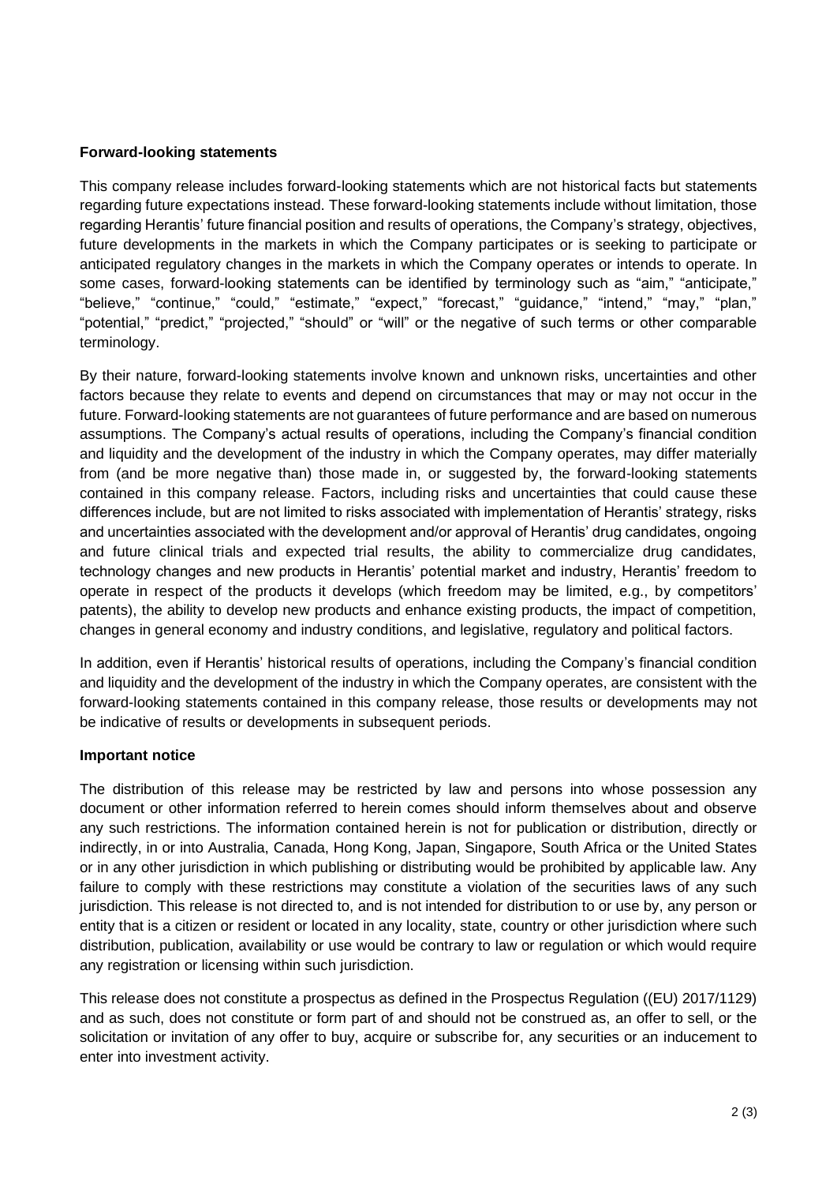**Forward-looking statements**

This company release includes forward-looking statements which are not historical facts but statements regarding future expectations instead. These forward-looking statements include without limitation, those regarding Herantis' future financial position and results of operations, the Company's strategy, objectives, future developments in the markets in which the Company participates or is seeking to participate or anticipated regulatory changes in the markets in which the Company operates or intends to operate. In some cases, forward-looking statements can be identified by terminology such as "aim," "anticipate," "believe," "continue," "could," "estimate," "expect," "forecast," "guidance," "intend," "may," "plan," "potential," "predict," "projected," "should" or "will" or the negative of such terms or other comparable terminology.

By their nature, forward-looking statements involve known and unknown risks, uncertainties and other factors because they relate to events and depend on circumstances that may or may not occur in the future. Forward-looking statements are not guarantees of future performance and are based on numerous assumptions. The Company's actual results of operations, including the Company's financial condition and liquidity and the development of the industry in which the Company operates, may differ materially from (and be more negative than) those made in, or suggested by, the forward-looking statements contained in this company release. Factors, including risks and uncertainties that could cause these differences include, but are not limited to risks associated with implementation of Herantis' strategy, risks and uncertainties associated with the development and/or approval of Herantis' drug candidates, ongoing and future clinical trials and expected trial results, the ability to commercialize drug candidates, technology changes and new products in Herantis' potential market and industry, Herantis' freedom to operate in respect of the products it develops (which freedom may be limited, e.g., by competitors' patents), the ability to develop new products and enhance existing products, the impact of competition, changes in general economy and industry conditions, and legislative, regulatory and political factors.

In addition, even if Herantis' historical results of operations, including the Company's financial condition and liquidity and the development of the industry in which the Company operates, are consistent with the forward-looking statements contained in this company release, those results or developments may not be indicative of results or developments in subsequent periods.

**Important notice**

The distribution of this release may be restricted by law and persons into whose possession any document or other information referred to herein comes should inform themselves about and observe any such restrictions. The information contained herein is not for publication or distribution, directly or indirectly, in or into Australia, Canada, Hong Kong, Japan, Singapore, South Africa or the United States or in any other jurisdiction in which publishing or distributing would be prohibited by applicable law. Any failure to comply with these restrictions may constitute a violation of the securities laws of any such jurisdiction. This release is not directed to, and is not intended for distribution to or use by, any person or entity that is a citizen or resident or located in any locality, state, country or other jurisdiction where such distribution, publication, availability or use would be contrary to law or regulation or which would require any registration or licensing within such jurisdiction.

This release does not constitute a prospectus as defined in the Prospectus Regulation ((EU) 2017/1129) and as such, does not constitute or form part of and should not be construed as, an offer to sell, or the solicitation or invitation of any offer to buy, acquire or subscribe for, any securities or an inducement to enter into investment activity.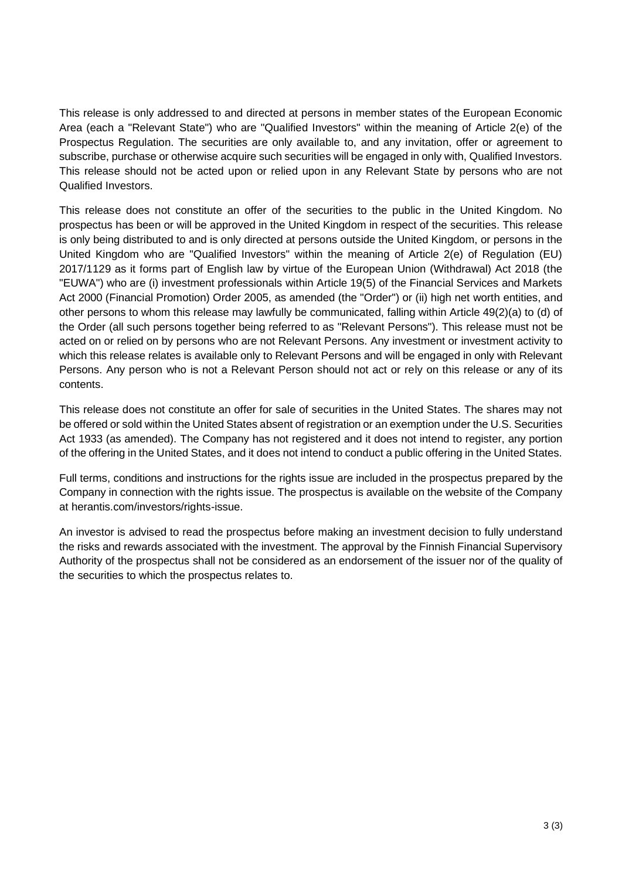This release is only addressed to and directed at persons in member states of the European Economic Area (each a "Relevant State") who are "Qualified Investors" within the meaning of Article 2(e) of the Prospectus Regulation. The securities are only available to, and any invitation, offer or agreement to subscribe, purchase or otherwise acquire such securities will be engaged in only with, Qualified Investors. This release should not be acted upon or relied upon in any Relevant State by persons who are not Qualified Investors.

This release does not constitute an offer of the securities to the public in the United Kingdom. No prospectus has been or will be approved in the United Kingdom in respect of the securities. This release is only being distributed to and is only directed at persons outside the United Kingdom, or persons in the United Kingdom who are "Qualified Investors" within the meaning of Article 2(e) of Regulation (EU) 2017/1129 as it forms part of English law by virtue of the European Union (Withdrawal) Act 2018 (the "EUWA") who are (i) investment professionals within Article 19(5) of the Financial Services and Markets Act 2000 (Financial Promotion) Order 2005, as amended (the "Order") or (ii) high net worth entities, and other persons to whom this release may lawfully be communicated, falling within Article 49(2)(a) to (d) of the Order (all such persons together being referred to as "Relevant Persons"). This release must not be acted on or relied on by persons who are not Relevant Persons. Any investment or investment activity to which this release relates is available only to Relevant Persons and will be engaged in only with Relevant Persons. Any person who is not a Relevant Person should not act or rely on this release or any of its contents.

This release does not constitute an offer for sale of securities in the United States. The shares may not be offered or sold within the United States absent of registration or an exemption under the U.S. Securities Act 1933 (as amended). The Company has not registered and it does not intend to register, any portion of the offering in the United States, and it does not intend to conduct a public offering in the United States.

Full terms, conditions and instructions for the rights issue are included in the prospectus prepared by the Company in connection with the rights issue. The prospectus is available on the website of the Company at herantis.com/investors/rights-issue.

An investor is advised to read the prospectus before making an investment decision to fully understand the risks and rewards associated with the investment. The approval by the Finnish Financial Supervisory Authority of the prospectus shall not be considered as an endorsement of the issuer nor of the quality of the securities to which the prospectus relates to.